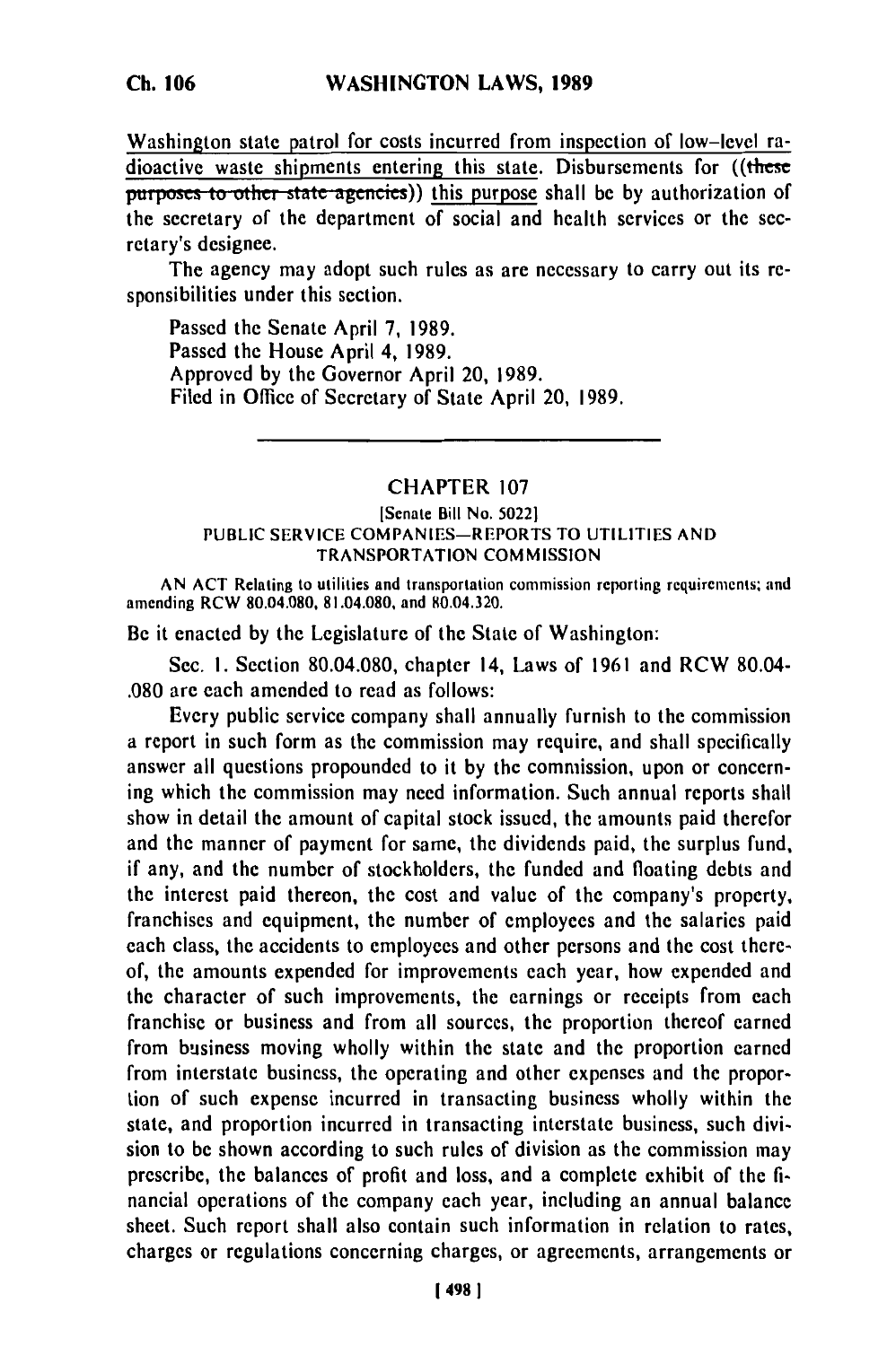Washington state patrol for costs incurred from inspection of low-level radioactive waste shipments entering this state. Disbursements for ((~~these purposes to other state agencies~~)) this purpose shall be by authorization of the secretary of the department of social and health services or the secretary's designee.

The agency may adopt such rules as are necessary to carry out its responsibilities under this section.

Passed the Senate April 7, 1989.
Passed the House April 4, 1989.
Approved by the Governor April 20, 1989.
Filed in Office of Secretary of State April 20, 1989.

---

## CHAPTER 107

[Senate Bill No. 5022]

PUBLIC SERVICE COMPANIES—REPORTS TO UTILITIES AND TRANSPORTATION COMMISSION

AN ACT Relating to utilities and transportation commission reporting requirements; and amending RCW 80.04.080, 81.04.080, and 80.04.320.

Be it enacted by the Legislature of the State of Washington:

Sec. 1. Section 80.04.080, chapter 14, Laws of 1961 and RCW 80.04.080 are each amended to read as follows:

Every public service company shall annually furnish to the commission a report in such form as the commission may require, and shall specifically answer all questions propounded to it by the commission, upon or concerning which the commission may need information. Such annual reports shall show in detail the amount of capital stock issued, the amounts paid therefor and the manner of payment for same, the dividends paid, the surplus fund, if any, and the number of stockholders, the funded and floating debts and the interest paid thereon, the cost and value of the company's property, franchises and equipment, the number of employees and the salaries paid each class, the accidents to employees and other persons and the cost thereof, the amounts expended for improvements each year, how expended and the character of such improvements, the earnings or receipts from each franchise or business and from all sources, the proportion thereof earned from business moving wholly within the state and the proportion earned from interstate business, the operating and other expenses and the proportion of such expense incurred in transacting business wholly within the state, and proportion incurred in transacting interstate business, such division to be shown according to such rules of division as the commission may prescribe, the balances of profit and loss, and a complete exhibit of the financial operations of the company each year, including an annual balance sheet. Such report shall also contain such information in relation to rates, charges or regulations concerning charges, or agreements, arrangements or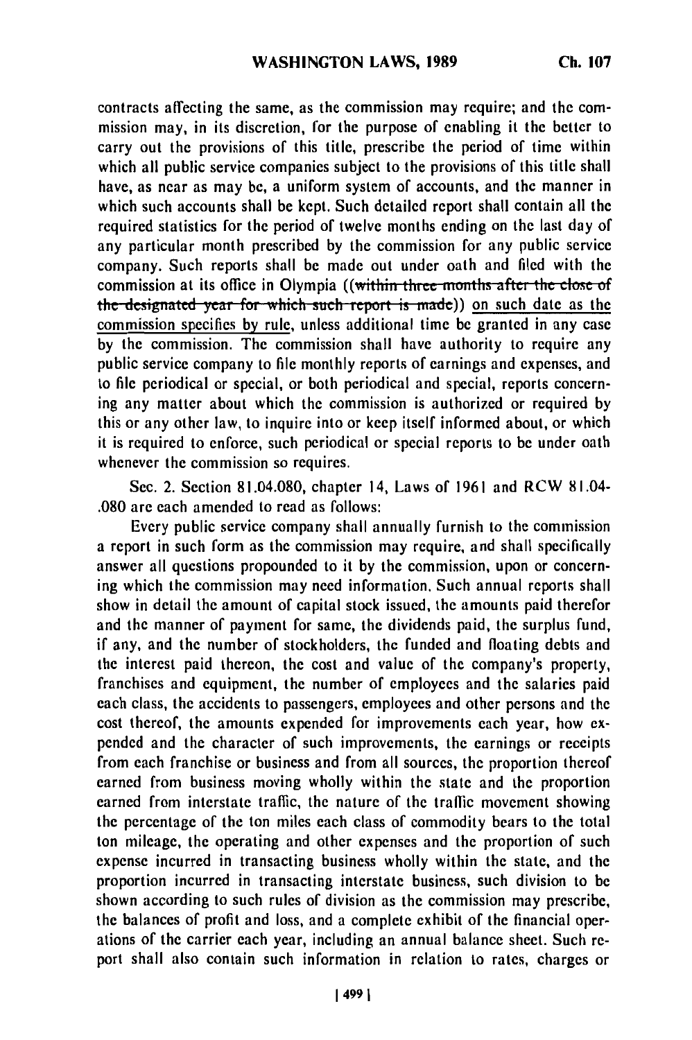contracts affecting the same, as the commission may require; and the commission may, in its discretion, for the purpose of enabling it the better to carry out the provisions of this title, prescribe the period of time within which all public service companies subject to the provisions of this title shall have, as near as may be, a uniform system of accounts, and the manner in which such accounts shall be kept. Such detailed report shall contain all the required statistics for the period of twelve months ending on the last day of any particular month prescribed by the commission for any public service company. Such reports shall be made out under oath and filed with the commission at its office in Olympia ((~~within three months after the close of the designated year for which such report is made~~)) <u>on such date as the commission specifies by rule</u>, unless additional time be granted in any case by the commission. The commission shall have authority to require any public service company to file monthly reports of earnings and expenses, and to file periodical or special, or both periodical and special, reports concerning any matter about which the commission is authorized or required by this or any other law, to inquire into or keep itself informed about, or which it is required to enforce, such periodical or special reports to be under oath whenever the commission so requires.

Sec. 2. Section 81.04.080, chapter 14, Laws of 1961 and RCW 81.04-.080 are each amended to read as follows:

Every public service company shall annually furnish to the commission a report in such form as the commission may require, and shall specifically answer all questions propounded to it by the commission, upon or concerning which the commission may need information. Such annual reports shall show in detail the amount of capital stock issued, the amounts paid therefor and the manner of payment for same, the dividends paid, the surplus fund, if any, and the number of stockholders, the funded and floating debts and the interest paid thereon, the cost and value of the company's property, franchises and equipment, the number of employees and the salaries paid each class, the accidents to passengers, employees and other persons and the cost thereof, the amounts expended for improvements each year, how expended and the character of such improvements, the earnings or receipts from each franchise or business and from all sources, the proportion thereof earned from business moving wholly within the state and the proportion earned from interstate traffic, the nature of the traffic movement showing the percentage of the ton miles each class of commodity bears to the total ton mileage, the operating and other expenses and the proportion of such expense incurred in transacting business wholly within the state, and the proportion incurred in transacting interstate business, such division to be shown according to such rules of division as the commission may prescribe, the balances of profit and loss, and a complete exhibit of the financial operations of the carrier each year, including an annual balance sheet. Such report shall also contain such information in relation to rates, charges or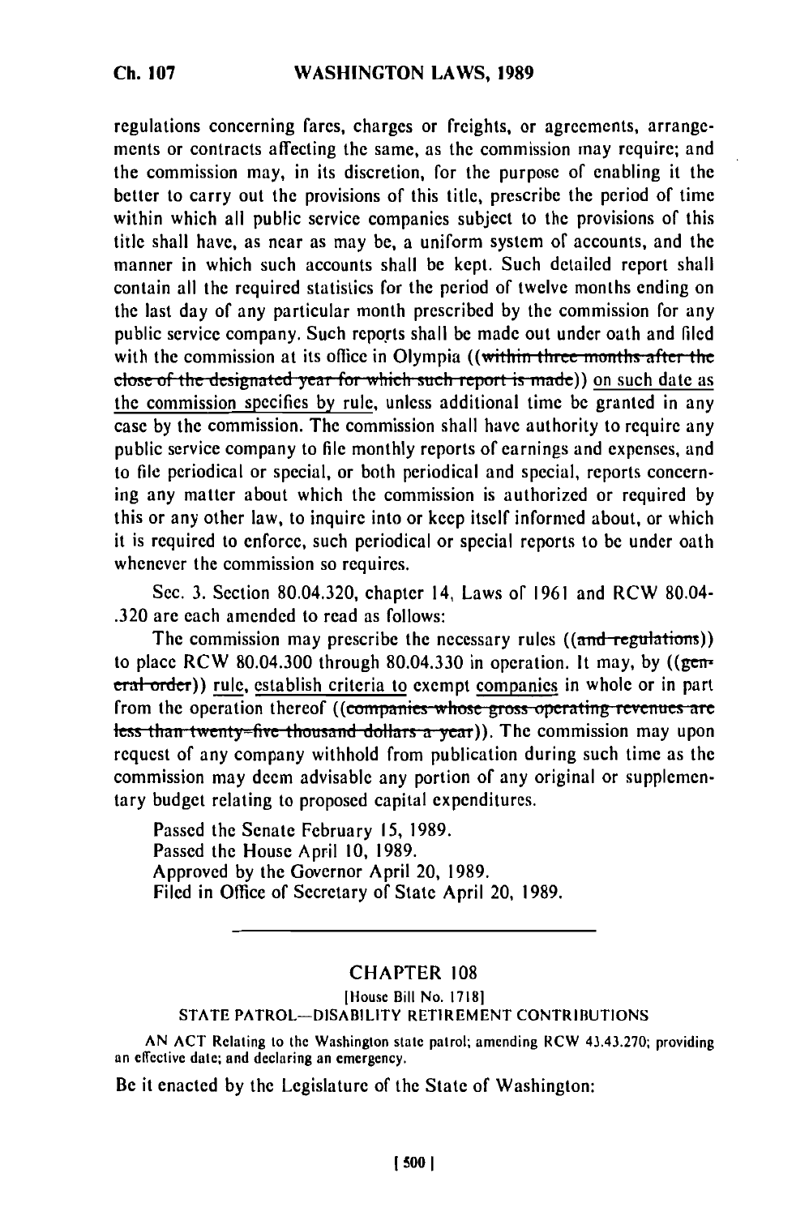regulations concerning fares, charges or freights, or agreements, arrangements or contracts affecting the same, as the commission may require; and the commission may, in its discretion, for the purpose of enabling it the better to carry out the provisions of this title, prescribe the period of time within which all public service companies subject to the provisions of this title shall have, as near as may be, a uniform system of accounts, and the manner in which such accounts shall be kept. Such detailed report shall contain all the required statistics for the period of twelve months ending on the last day of any particular month prescribed by the commission for any public service company. Such reports shall be made out under oath and filed with the commission at its office in Olympia ((~~within three months after the close of the designated year for which such report is made~~)) on such date as the commission specifies by rule, unless additional time be granted in any case by the commission. The commission shall have authority to require any public service company to file monthly reports of earnings and expenses, and to file periodical or special, or both periodical and special, reports concerning any matter about which the commission is authorized or required by this or any other law, to inquire into or keep itself informed about, or which it is required to enforce, such periodical or special reports to be under oath whenever the commission so requires.

Sec. 3. Section 80.04.320, chapter 14, Laws of 1961 and RCW 80.04.320 are each amended to read as follows:

The commission may prescribe the necessary rules ((~~and regulations~~)) to place RCW 80.04.300 through 80.04.330 in operation. It may, by ((~~general order~~)) rule, establish criteria to exempt companies in whole or in part from the operation thereof ((~~companies whose gross operating revenues are less than twenty-five thousand dollars a year~~)). The commission may upon request of any company withhold from publication during such time as the commission may deem advisable any portion of any original or supplementary budget relating to proposed capital expenditures.

Passed the Senate February 15, 1989.
Passed the House April 10, 1989.
Approved by the Governor April 20, 1989.
Filed in Office of Secretary of State April 20, 1989.

---

## CHAPTER 108

[House Bill No. 1718]

STATE PATROL—DISABILITY RETIREMENT CONTRIBUTIONS

AN ACT Relating to the Washington state patrol; amending RCW 43.43.270; providing an effective date; and declaring an emergency.

Be it enacted by the Legislature of the State of Washington: